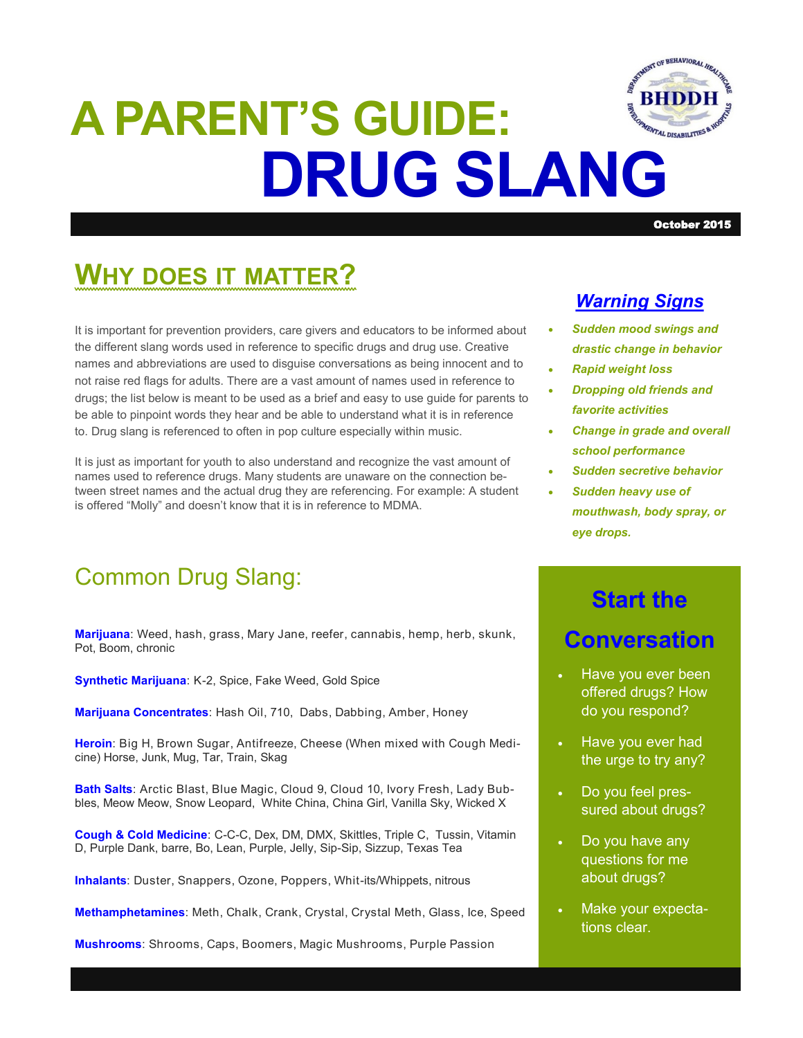# A PARENT'S GUIDE: DRUG SLANG

October 2015

## Why does it matter?

It is important for prevention providers, care givers and educators to be informed about the different slang words used in reference to specific drugs and drug use. Creative names and abbreviations are used to disguise conversations as being innocent and to not raise red flags for adults. There are a vast amount of names used in reference to drugs; the list below is meant to be used as a brief and easy to use guide for parents to be able to pinpoint words they hear and be able to understand what it is in reference to. Drug slang is referenced to often in pop culture especially within music.

It is just as important for youth to also understand and recognize the vast amount of names used to reference drugs. Many students are unaware on the connection between street names and the actual drug they are referencing. For example: A student is offered "Molly" and doesn't know that it is in reference to MDMA.

## Common Drug Slang:

**Marijuana**: Weed, hash, grass, Mary Jane, reefer, cannabis, hemp, herb, skunk, Pot, Boom, chronic

**Synthetic Marijuana**: K-2, Spice, Fake Weed, Gold Spice

**Marijuana Concentrates**: Hash Oil, 710, Dabs, Dabbing, Amber, Honey

**Heroin**: Big H, Brown Sugar, Antifreeze, Cheese (When mixed with Cough Medicine) Horse, Junk, Mug, Tar, Train, Skag

**Bath Salts**: Arctic Blast, Blue Magic, Cloud 9, Cloud 10, Ivory Fresh, Lady Bubbles, Meow Meow, Snow Leopard, White China, China Girl, Vanilla Sky, Wicked X

**Cough & Cold Medicine**: C-C-C, Dex, DM, DMX, Skittles, Triple C, Tussin, Vitamin D, Purple Dank, barre, Bo, Lean, Purple, Jelly, Sip-Sip, Sizzup, Texas Tea

**Inhalants**: Duster, Snappers, Ozone, Poppers, Whit-its/Whippets, nitrous

**Methamphetamines**: Meth, Chalk, Crank, Crystal, Crystal Meth, Glass, Ice, Speed

**Mushrooms**: Shrooms, Caps, Boomers, Magic Mushrooms, Purple Passion

### *Warning Signs*

- *Sudden mood swings and drastic change in behavior*
- *Rapid weight loss*
- *Dropping old friends and favorite activities*
- *Change in grade and overall school performance*
- *Sudden secretive behavior*
- *Sudden heavy use of mouthwash, body spray, or eye drops.*

### Start the Conversation

- Have you ever been offered drugs? How do you respond?
- Have you ever had the urge to try any?
- Do you feel pressured about drugs?
- Do you have any questions for me about drugs?
- Make your expectations clear.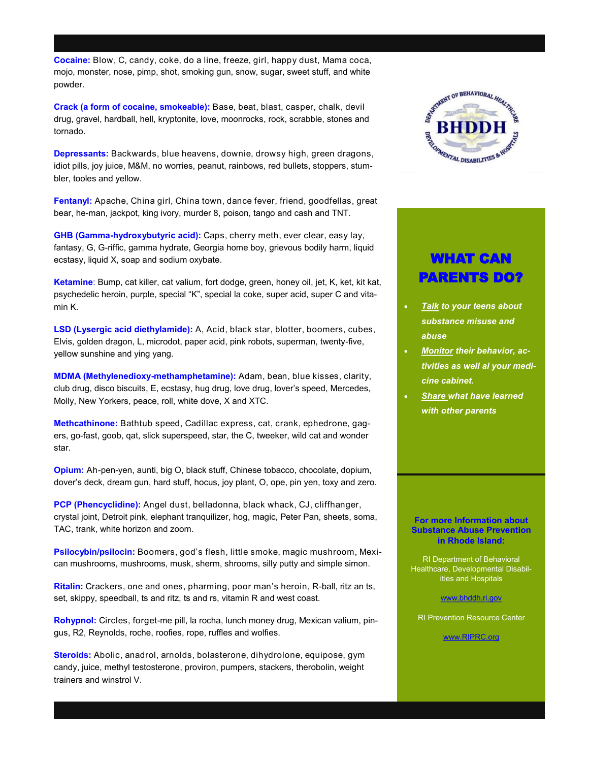**Cocaine:** Blow, C, candy, coke, do a line, freeze, girl, happy dust, Mama coca, mojo, monster, nose, pimp, shot, smoking gun, snow, sugar, sweet stuff, and white powder.

**Crack (a form of cocaine, smokeable):** Base, beat, blast, casper, chalk, devil drug, gravel, hardball, hell, kryptonite, love, moonrocks, rock, scrabble, stones and tornado.

**Depressants:** Backwards, blue heavens, downie, drowsy high, green dragons, idiot pills, joy juice, M&M, no worries, peanut, rainbows, red bullets, stoppers, stumbler, tooles and yellow.

**Fentanyl:** Apache, China girl, China town, dance fever, friend, goodfellas, great bear, he-man, jackpot, king ivory, murder 8, poison, tango and cash and TNT.

**GHB (Gamma-hydroxybutyric acid):** Caps, cherry meth, ever clear, easy lay, fantasy, G, G-riffic, gamma hydrate, Georgia home boy, grievous bodily harm, liquid ecstasy, liquid X, soap and sodium oxybate.

**Ketamine**: Bump, cat killer, cat valium, fort dodge, green, honey oil, jet, K, ket, kit kat, psychedelic heroin, purple, special "K", special la coke, super acid, super C and vitamin K.

**LSD (Lysergic acid diethylamide):** A, Acid, black star, blotter, boomers, cubes, Elvis, golden dragon, L, microdot, paper acid, pink robots, superman, twenty-five, yellow sunshine and ying yang.

**MDMA (Methylenedioxy-methamphetamine):** Adam, bean, blue kisses, clarity, club drug, disco biscuits, E, ecstasy, hug drug, love drug, lover's speed, Mercedes, Molly, New Yorkers, peace, roll, white dove, X and XTC.

**Methcathinone:** Bathtub speed, Cadillac express, cat, crank, ephedrone, gaggers, go-fast, goob, qat, slick superspeed, star, the C, tweeker, wild cat and wonder star.

**Opium:** Ah-pen-yen, aunti, big O, black stuff, Chinese tobacco, chocolate, dopium, dover's deck, dream gun, hard stuff, hocus, joy plant, O, ope, pin yen, toxy and zero.

**PCP (Phencyclidine):** Angel dust, belladonna, black whack, CJ, cliffhanger, crystal joint, Detroit pink, elephant tranquilizer, hog, magic, Peter Pan, sheets, soma, TAC, trank, white horizon and zoom.

**Psilocybin/psilocin:** Boomers, god's flesh, little smoke, magic mushroom, Mexican mushrooms, mushrooms, musk, sherm, shrooms, silly putty and simple simon.

**Ritalin:** Crackers, one and ones, pharming, poor man's heroin, R-ball, ritz an ts, set, skippy, speedball, ts and ritz, ts and rs, vitamin R and west coast.

**Rohypnol:** Circles, forget-me pill, la rocha, lunch money drug, Mexican valium, pingus, R2, Reynolds, roche, roofies, rope, ruffles and wolfies.

**Steroids:** Abolic, anadrol, arnolds, bolasterone, dihydrolone, equipose, gym candy, juice, methyl testosterone, proviron, pumpers, stackers, therobolin, weight trainers and winstrol V.

DEPARTMENT OF BEHAVIORAL HEALTHCARE DEVELOPMENTAL DISABILITIES & HOSPITALS

BHDDH

## WHAT CAN PARENTS DO?

- ***Talk** to your teens about substance misuse and abuse*
- ***Monitor** their behavior, activities as well al your medicine cabinet.*
- ***Share** what have learned with other parents*

**For more Information about Substance Abuse Prevention in Rhode Island:**

RI Department of Behavioral Healthcare, Developmental Disabilities and Hospitals

www.bhddh.ri.gov

RI Prevention Resource Center

www.RIPRC.org